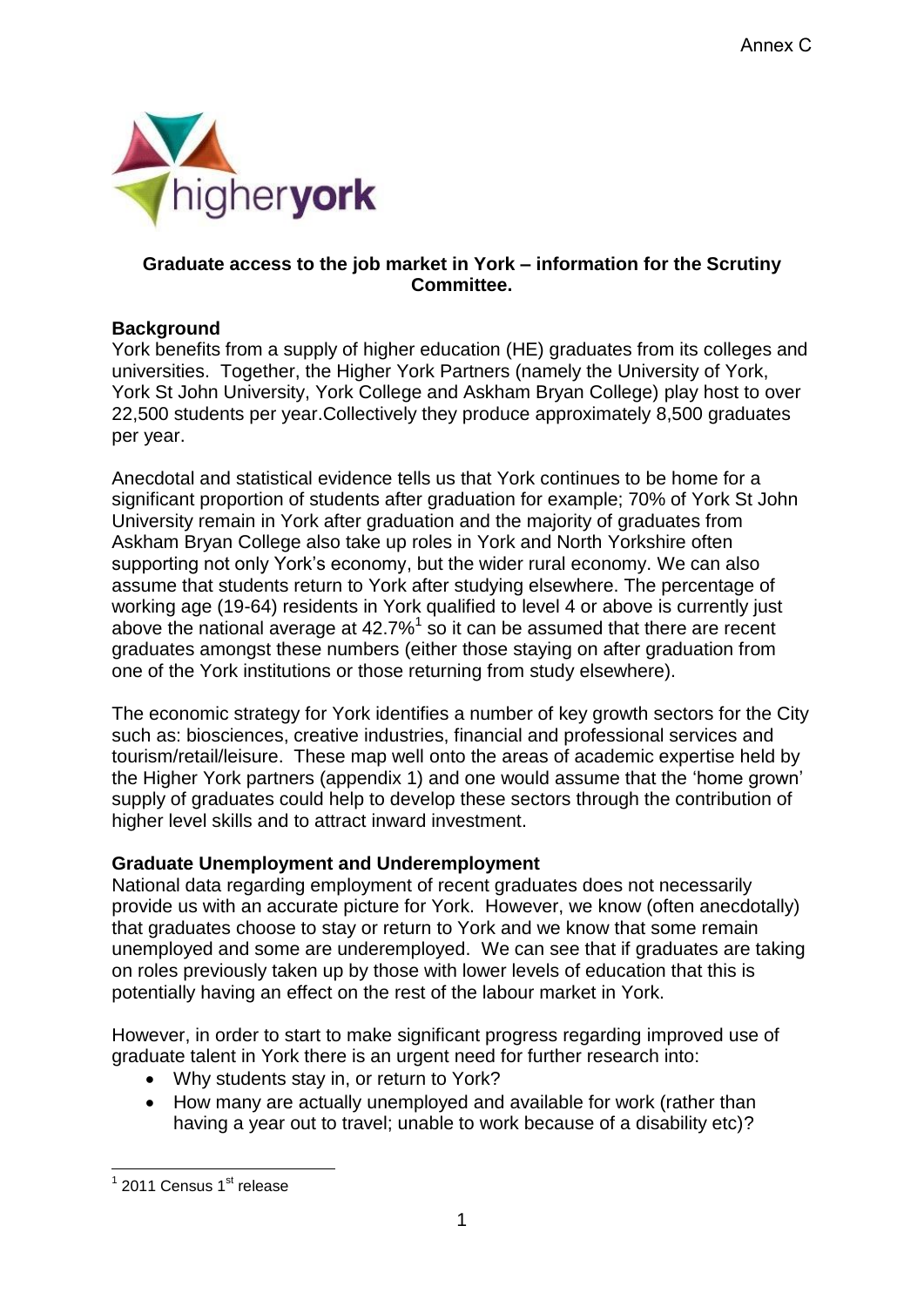Annex C

higheryork

**Graduate access to the job market in York – information for the Scrutiny Committee.**

**Background**

York benefits from a supply of higher education (HE) graduates from its colleges and universities. Together, the Higher York Partners (namely the University of York, York St John University, York College and Askham Bryan College) play host to over 22,500 students per year.Collectively they produce approximately 8,500 graduates per year.

Anecdotal and statistical evidence tells us that York continues to be home for a significant proportion of students after graduation for example; 70% of York St John University remain in York after graduation and the majority of graduates from Askham Bryan College also take up roles in York and North Yorkshire often supporting not only York's economy, but the wider rural economy. We can also assume that students return to York after studying elsewhere. The percentage of working age (19-64) residents in York qualified to level 4 or above is currently just above the national average at 42.7%[1] so it can be assumed that there are recent graduates amongst these numbers (either those staying on after graduation from one of the York institutions or those returning from study elsewhere).

The economic strategy for York identifies a number of key growth sectors for the City such as: biosciences, creative industries, financial and professional services and tourism/retail/leisure. These map well onto the areas of academic expertise held by the Higher York partners (appendix 1) and one would assume that the 'home grown' supply of graduates could help to develop these sectors through the contribution of higher level skills and to attract inward investment.

**Graduate Unemployment and Underemployment**

National data regarding employment of recent graduates does not necessarily provide us with an accurate picture for York. However, we know (often anecdotally) that graduates choose to stay or return to York and we know that some remain unemployed and some are underemployed. We can see that if graduates are taking on roles previously taken up by those with lower levels of education that this is potentially having an effect on the rest of the labour market in York.

However, in order to start to make significant progress regarding improved use of graduate talent in York there is an urgent need for further research into:

- Why students stay in, or return to York?
- How many are actually unemployed and available for work (rather than having a year out to travel; unable to work because of a disability etc)?

[1] 2011 Census 1st release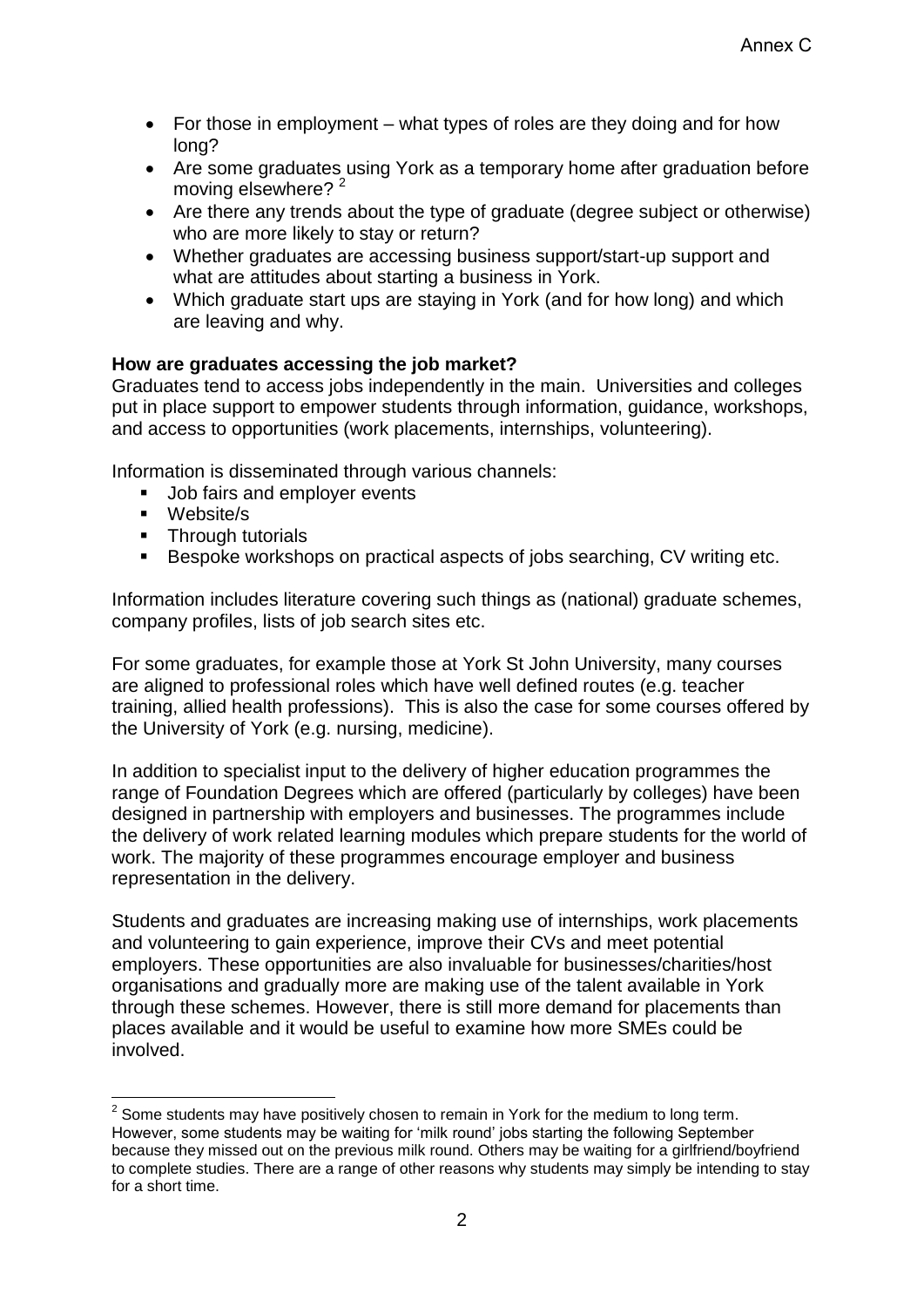- For those in employment – what types of roles are they doing and for how long?
- Are some graduates using York as a temporary home after graduation before moving elsewhere? [2]
- Are there any trends about the type of graduate (degree subject or otherwise) who are more likely to stay or return?
- Whether graduates are accessing business support/start-up support and what are attitudes about starting a business in York.
- Which graduate start ups are staying in York (and for how long) and which are leaving and why.

**How are graduates accessing the job market?**
Graduates tend to access jobs independently in the main. Universities and colleges put in place support to empower students through information, guidance, workshops, and access to opportunities (work placements, internships, volunteering).

Information is disseminated through various channels:

- Job fairs and employer events
- Website/s
- Through tutorials
- Bespoke workshops on practical aspects of jobs searching, CV writing etc.

Information includes literature covering such things as (national) graduate schemes, company profiles, lists of job search sites etc.

For some graduates, for example those at York St John University, many courses are aligned to professional roles which have well defined routes (e.g. teacher training, allied health professions). This is also the case for some courses offered by the University of York (e.g. nursing, medicine).

In addition to specialist input to the delivery of higher education programmes the range of Foundation Degrees which are offered (particularly by colleges) have been designed in partnership with employers and businesses. The programmes include the delivery of work related learning modules which prepare students for the world of work. The majority of these programmes encourage employer and business representation in the delivery.

Students and graduates are increasing making use of internships, work placements and volunteering to gain experience, improve their CVs and meet potential employers. These opportunities are also invaluable for businesses/charities/host organisations and gradually more are making use of the talent available in York through these schemes. However, there is still more demand for placements than places available and it would be useful to examine how more SMEs could be involved.

[2] Some students may have positively chosen to remain in York for the medium to long term. However, some students may be waiting for 'milk round' jobs starting the following September because they missed out on the previous milk round. Others may be waiting for a girlfriend/boyfriend to complete studies. There are a range of other reasons why students may simply be intending to stay for a short time.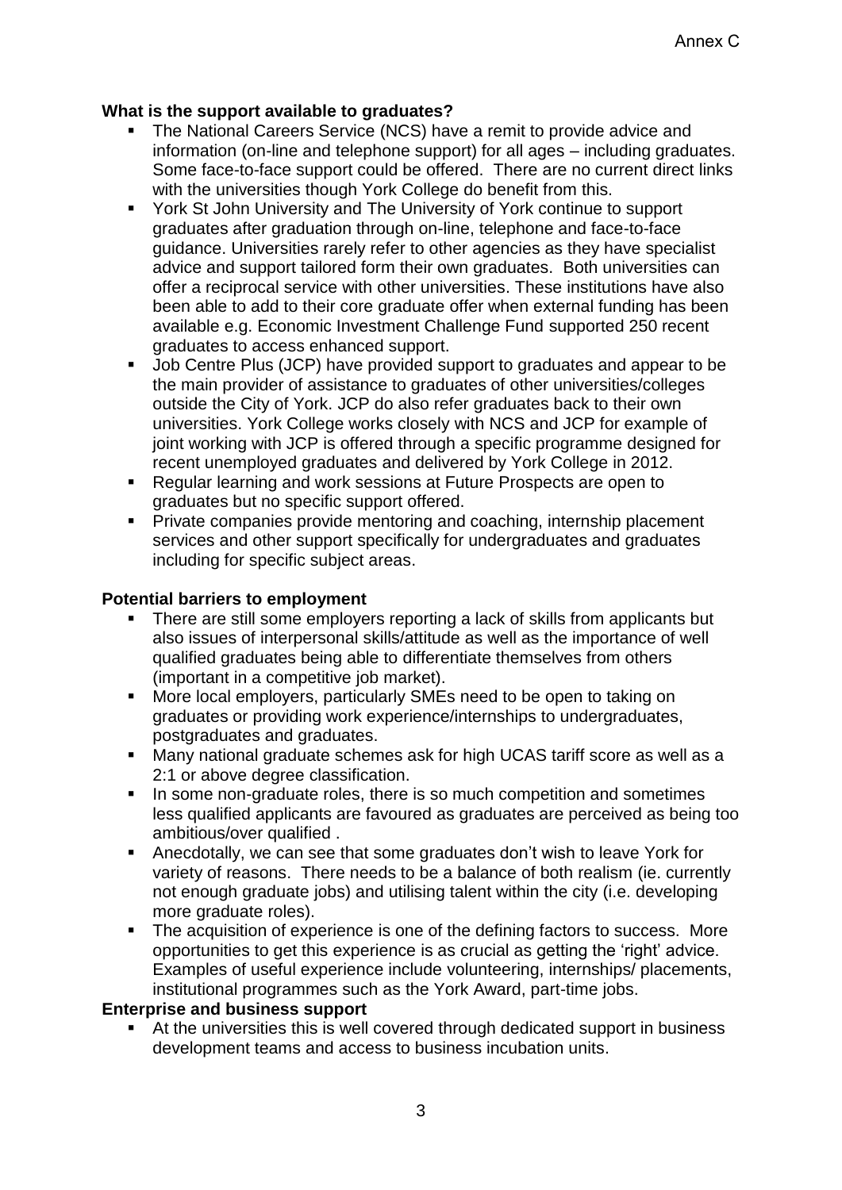**What is the support available to graduates?**

- The National Careers Service (NCS) have a remit to provide advice and information (on-line and telephone support) for all ages – including graduates. Some face-to-face support could be offered. There are no current direct links with the universities though York College do benefit from this.
- York St John University and The University of York continue to support graduates after graduation through on-line, telephone and face-to-face guidance. Universities rarely refer to other agencies as they have specialist advice and support tailored form their own graduates. Both universities can offer a reciprocal service with other universities. These institutions have also been able to add to their core graduate offer when external funding has been available e.g. Economic Investment Challenge Fund supported 250 recent graduates to access enhanced support.
- Job Centre Plus (JCP) have provided support to graduates and appear to be the main provider of assistance to graduates of other universities/colleges outside the City of York. JCP do also refer graduates back to their own universities. York College works closely with NCS and JCP for example of joint working with JCP is offered through a specific programme designed for recent unemployed graduates and delivered by York College in 2012.
- Regular learning and work sessions at Future Prospects are open to graduates but no specific support offered.
- Private companies provide mentoring and coaching, internship placement services and other support specifically for undergraduates and graduates including for specific subject areas.

**Potential barriers to employment**

- There are still some employers reporting a lack of skills from applicants but also issues of interpersonal skills/attitude as well as the importance of well qualified graduates being able to differentiate themselves from others (important in a competitive job market).
- More local employers, particularly SMEs need to be open to taking on graduates or providing work experience/internships to undergraduates, postgraduates and graduates.
- Many national graduate schemes ask for high UCAS tariff score as well as a 2:1 or above degree classification.
- In some non-graduate roles, there is so much competition and sometimes less qualified applicants are favoured as graduates are perceived as being too ambitious/over qualified .
- Anecdotally, we can see that some graduates don't wish to leave York for variety of reasons. There needs to be a balance of both realism (ie. currently not enough graduate jobs) and utilising talent within the city (i.e. developing more graduate roles).
- The acquisition of experience is one of the defining factors to success. More opportunities to get this experience is as crucial as getting the 'right' advice. Examples of useful experience include volunteering, internships/ placements, institutional programmes such as the York Award, part-time jobs.

**Enterprise and business support**

- At the universities this is well covered through dedicated support in business development teams and access to business incubation units.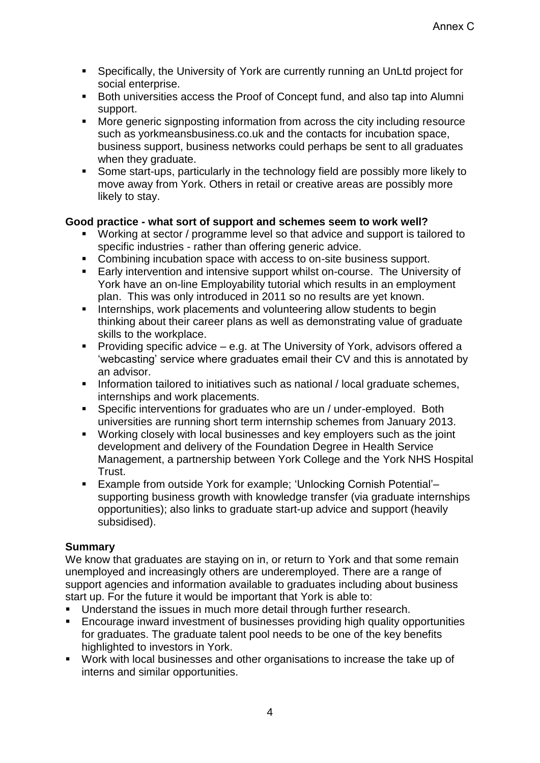- Specifically, the University of York are currently running an UnLtd project for social enterprise.
- Both universities access the Proof of Concept fund, and also tap into Alumni support.
- More generic signposting information from across the city including resource such as yorkmeansbusiness.co.uk and the contacts for incubation space, business support, business networks could perhaps be sent to all graduates when they graduate.
- Some start-ups, particularly in the technology field are possibly more likely to move away from York. Others in retail or creative areas are possibly more likely to stay.

**Good practice - what sort of support and schemes seem to work well?**

- Working at sector / programme level so that advice and support is tailored to specific industries - rather than offering generic advice.
- Combining incubation space with access to on-site business support.
- Early intervention and intensive support whilst on-course. The University of York have an on-line Employability tutorial which results in an employment plan. This was only introduced in 2011 so no results are yet known.
- Internships, work placements and volunteering allow students to begin thinking about their career plans as well as demonstrating value of graduate skills to the workplace.
- Providing specific advice – e.g. at The University of York, advisors offered a 'webcasting' service where graduates email their CV and this is annotated by an advisor.
- Information tailored to initiatives such as national / local graduate schemes, internships and work placements.
- Specific interventions for graduates who are un / under-employed. Both universities are running short term internship schemes from January 2013.
- Working closely with local businesses and key employers such as the joint development and delivery of the Foundation Degree in Health Service Management, a partnership between York College and the York NHS Hospital Trust.
- Example from outside York for example; 'Unlocking Cornish Potential'– supporting business growth with knowledge transfer (via graduate internships opportunities); also links to graduate start-up advice and support (heavily subsidised).

**Summary**

We know that graduates are staying on in, or return to York and that some remain unemployed and increasingly others are underemployed. There are a range of support agencies and information available to graduates including about business start up. For the future it would be important that York is able to:

- Understand the issues in much more detail through further research.
- Encourage inward investment of businesses providing high quality opportunities for graduates. The graduate talent pool needs to be one of the key benefits highlighted to investors in York.
- Work with local businesses and other organisations to increase the take up of interns and similar opportunities.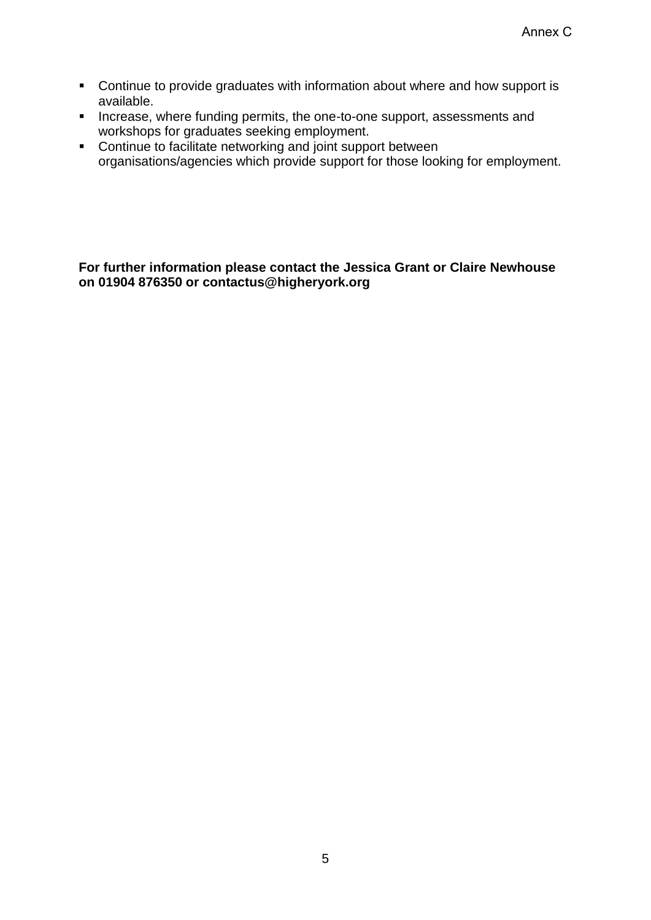- Continue to provide graduates with information about where and how support is available.
- Increase, where funding permits, the one-to-one support, assessments and workshops for graduates seeking employment.
- Continue to facilitate networking and joint support between organisations/agencies which provide support for those looking for employment.

**For further information please contact the Jessica Grant or Claire Newhouse on 01904 876350 or contactus@higheryork.org**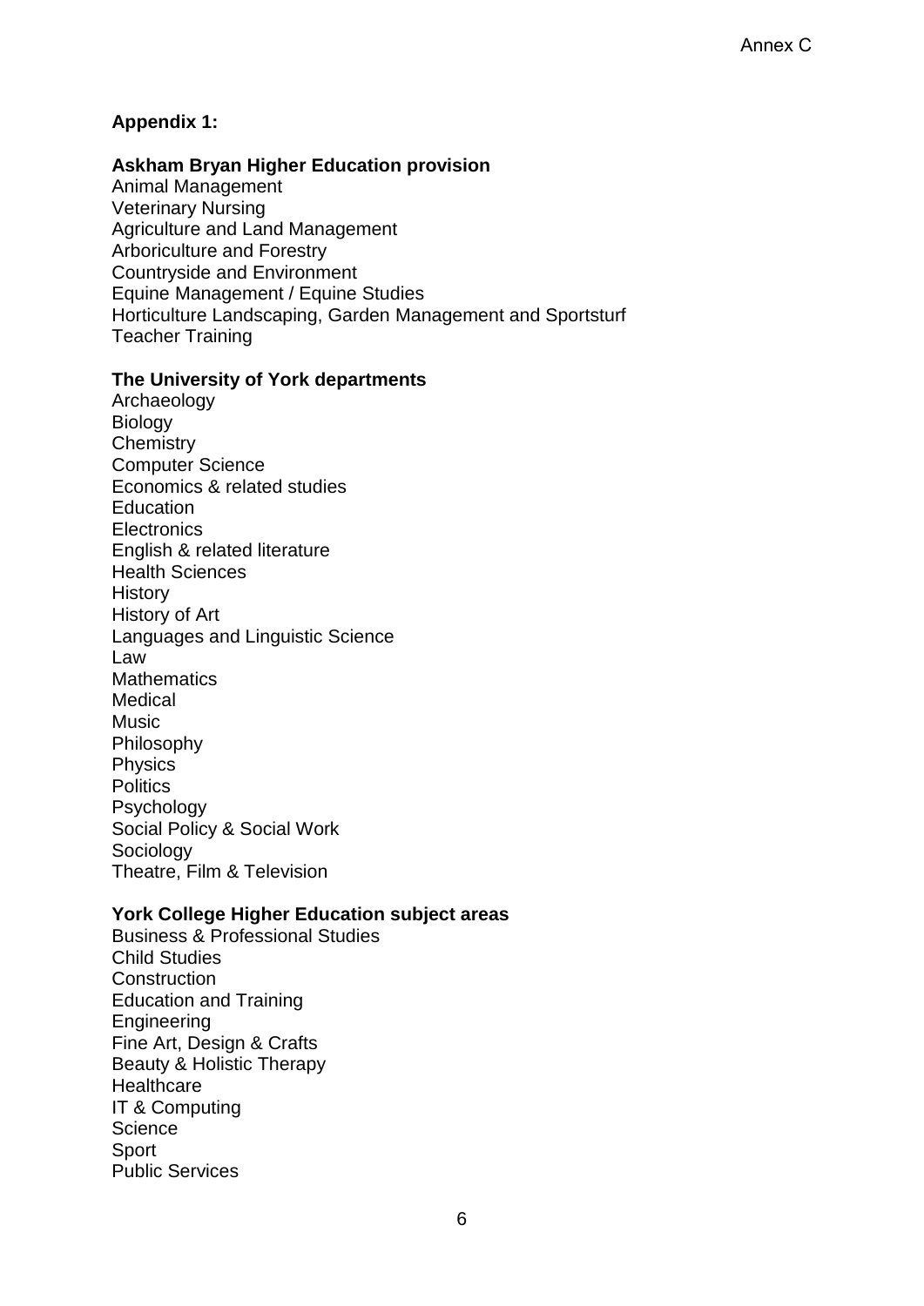Annex C

**Appendix 1:**

**Askham Bryan Higher Education provision**

Animal Management
Veterinary Nursing
Agriculture and Land Management
Arboriculture and Forestry
Countryside and Environment
Equine Management / Equine Studies
Horticulture Landscaping, Garden Management and Sportsturf
Teacher Training

**The University of York departments**

Archaeology
Biology
Chemistry
Computer Science
Economics & related studies
Education
Electronics
English & related literature
Health Sciences
History
History of Art
Languages and Linguistic Science
Law
Mathematics
Medical
Music
Philosophy
Physics
Politics
Psychology
Social Policy & Social Work
Sociology
Theatre, Film & Television

**York College Higher Education subject areas**

Business & Professional Studies
Child Studies
Construction
Education and Training
Engineering
Fine Art, Design & Crafts
Beauty & Holistic Therapy
Healthcare
IT & Computing
Science
Sport
Public Services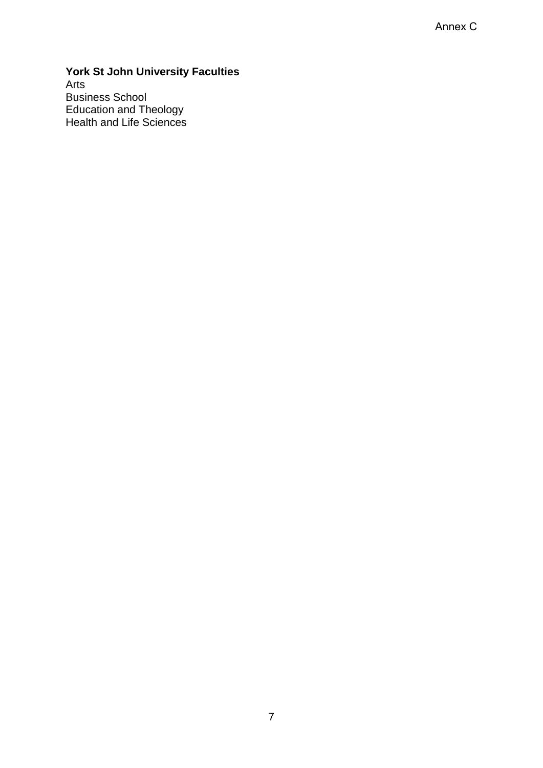Annex C

**York St John University Faculties**

Arts
Business School
Education and Theology
Health and Life Sciences